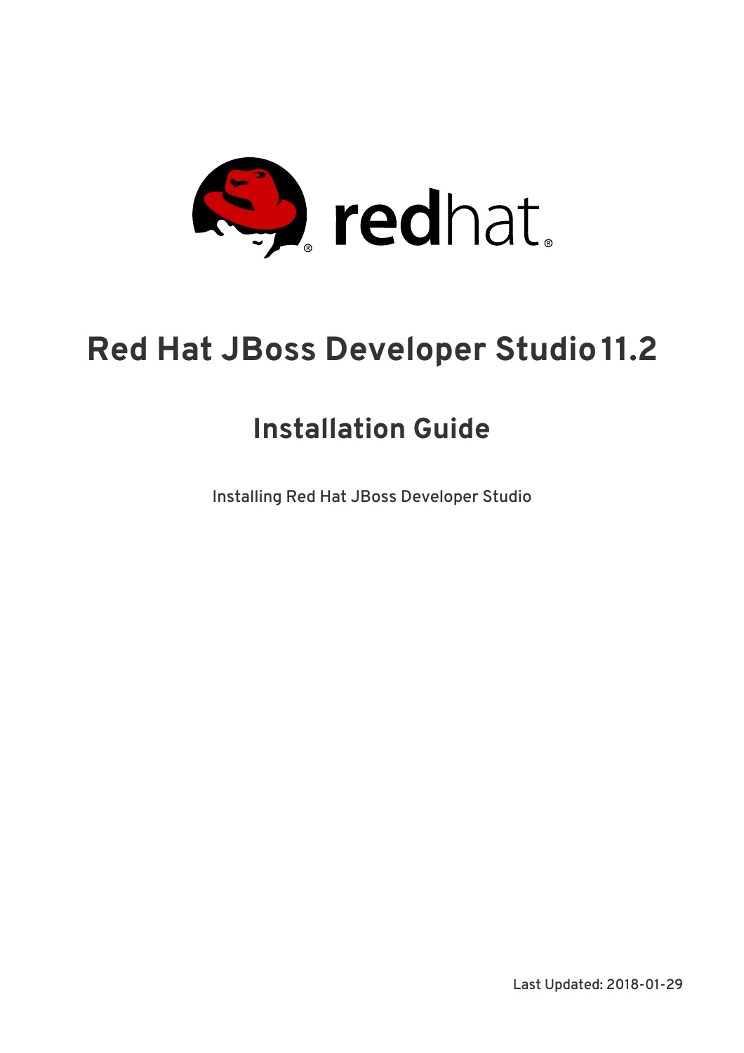# Red Hat JBoss Developer Studio 11.2

## Installation Guide

Installing Red Hat JBoss Developer Studio

Last Updated: 2018-01-29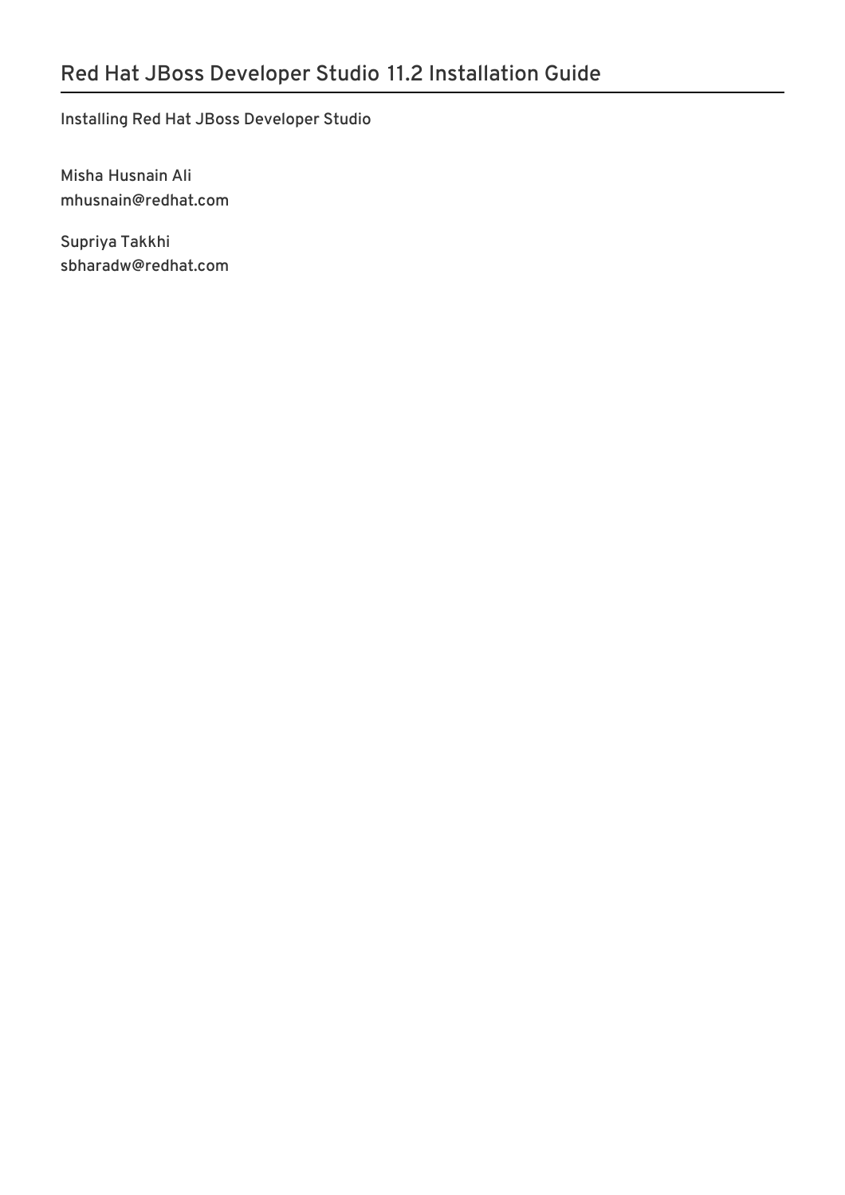# Red Hat JBoss Developer Studio 11.2 Installation Guide

Installing Red Hat JBoss Developer Studio

Misha Husnain Ali
mhusnain@redhat.com

Supriya Takkhi
sbharadw@redhat.com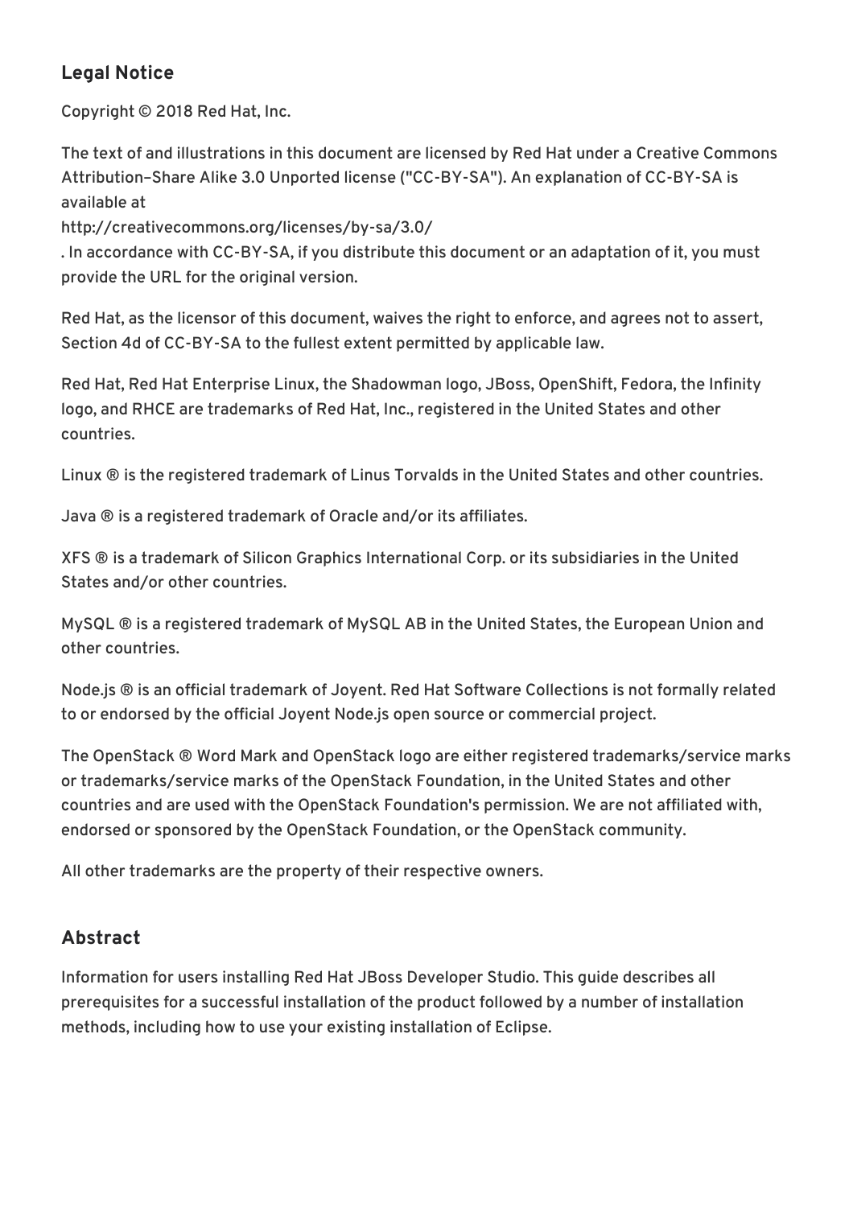## Legal Notice

Copyright © 2018 Red Hat, Inc.

The text of and illustrations in this document are licensed by Red Hat under a Creative Commons Attribution–Share Alike 3.0 Unported license ("CC-BY-SA"). An explanation of CC-BY-SA is available at

http://creativecommons.org/licenses/by-sa/3.0/

. In accordance with CC-BY-SA, if you distribute this document or an adaptation of it, you must provide the URL for the original version.

Red Hat, as the licensor of this document, waives the right to enforce, and agrees not to assert, Section 4d of CC-BY-SA to the fullest extent permitted by applicable law.

Red Hat, Red Hat Enterprise Linux, the Shadowman logo, JBoss, OpenShift, Fedora, the Infinity logo, and RHCE are trademarks of Red Hat, Inc., registered in the United States and other countries.

Linux ® is the registered trademark of Linus Torvalds in the United States and other countries.

Java ® is a registered trademark of Oracle and/or its affiliates.

XFS ® is a trademark of Silicon Graphics International Corp. or its subsidiaries in the United States and/or other countries.

MySQL ® is a registered trademark of MySQL AB in the United States, the European Union and other countries.

Node.js ® is an official trademark of Joyent. Red Hat Software Collections is not formally related to or endorsed by the official Joyent Node.js open source or commercial project.

The OpenStack ® Word Mark and OpenStack logo are either registered trademarks/service marks or trademarks/service marks of the OpenStack Foundation, in the United States and other countries and are used with the OpenStack Foundation's permission. We are not affiliated with, endorsed or sponsored by the OpenStack Foundation, or the OpenStack community.

All other trademarks are the property of their respective owners.

## Abstract

Information for users installing Red Hat JBoss Developer Studio. This guide describes all prerequisites for a successful installation of the product followed by a number of installation methods, including how to use your existing installation of Eclipse.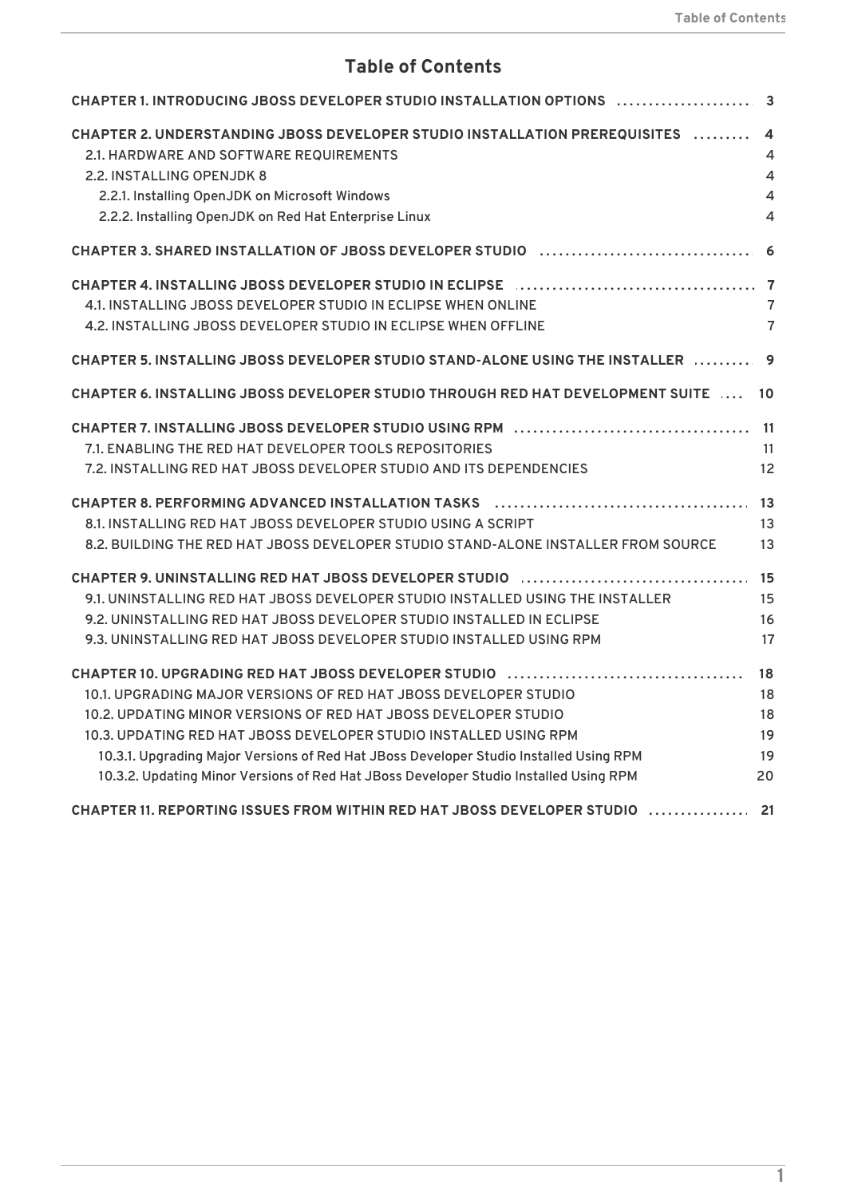# Table of Contents

| | |
|---|---|
| **CHAPTER 1. INTRODUCING JBOSS DEVELOPER STUDIO INSTALLATION OPTIONS** | **3** |
| **CHAPTER 2. UNDERSTANDING JBOSS DEVELOPER STUDIO INSTALLATION PREREQUISITES** | **4** |
| 2.1. HARDWARE AND SOFTWARE REQUIREMENTS | 4 |
| 2.2. INSTALLING OPENJDK 8 | 4 |
| 2.2.1. Installing OpenJDK on Microsoft Windows | 4 |
| 2.2.2. Installing OpenJDK on Red Hat Enterprise Linux | 4 |
| **CHAPTER 3. SHARED INSTALLATION OF JBOSS DEVELOPER STUDIO** | **6** |
| **CHAPTER 4. INSTALLING JBOSS DEVELOPER STUDIO IN ECLIPSE** | **7** |
| 4.1. INSTALLING JBOSS DEVELOPER STUDIO IN ECLIPSE WHEN ONLINE | 7 |
| 4.2. INSTALLING JBOSS DEVELOPER STUDIO IN ECLIPSE WHEN OFFLINE | 7 |
| **CHAPTER 5. INSTALLING JBOSS DEVELOPER STUDIO STAND-ALONE USING THE INSTALLER** | **9** |
| **CHAPTER 6. INSTALLING JBOSS DEVELOPER STUDIO THROUGH RED HAT DEVELOPMENT SUITE** | **10** |
| **CHAPTER 7. INSTALLING JBOSS DEVELOPER STUDIO USING RPM** | **11** |
| 7.1. ENABLING THE RED HAT DEVELOPER TOOLS REPOSITORIES | 11 |
| 7.2. INSTALLING RED HAT JBOSS DEVELOPER STUDIO AND ITS DEPENDENCIES | 12 |
| **CHAPTER 8. PERFORMING ADVANCED INSTALLATION TASKS** | **13** |
| 8.1. INSTALLING RED HAT JBOSS DEVELOPER STUDIO USING A SCRIPT | 13 |
| 8.2. BUILDING THE RED HAT JBOSS DEVELOPER STUDIO STAND-ALONE INSTALLER FROM SOURCE | 13 |
| **CHAPTER 9. UNINSTALLING RED HAT JBOSS DEVELOPER STUDIO** | **15** |
| 9.1. UNINSTALLING RED HAT JBOSS DEVELOPER STUDIO INSTALLED USING THE INSTALLER | 15 |
| 9.2. UNINSTALLING RED HAT JBOSS DEVELOPER STUDIO INSTALLED IN ECLIPSE | 16 |
| 9.3. UNINSTALLING RED HAT JBOSS DEVELOPER STUDIO INSTALLED USING RPM | 17 |
| **CHAPTER 10. UPGRADING RED HAT JBOSS DEVELOPER STUDIO** | **18** |
| 10.1. UPGRADING MAJOR VERSIONS OF RED HAT JBOSS DEVELOPER STUDIO | 18 |
| 10.2. UPDATING MINOR VERSIONS OF RED HAT JBOSS DEVELOPER STUDIO | 18 |
| 10.3. UPDATING RED HAT JBOSS DEVELOPER STUDIO INSTALLED USING RPM | 19 |
| 10.3.1. Upgrading Major Versions of Red Hat JBoss Developer Studio Installed Using RPM | 19 |
| 10.3.2. Updating Minor Versions of Red Hat JBoss Developer Studio Installed Using RPM | 20 |
| **CHAPTER 11. REPORTING ISSUES FROM WITHIN RED HAT JBOSS DEVELOPER STUDIO** | **21** |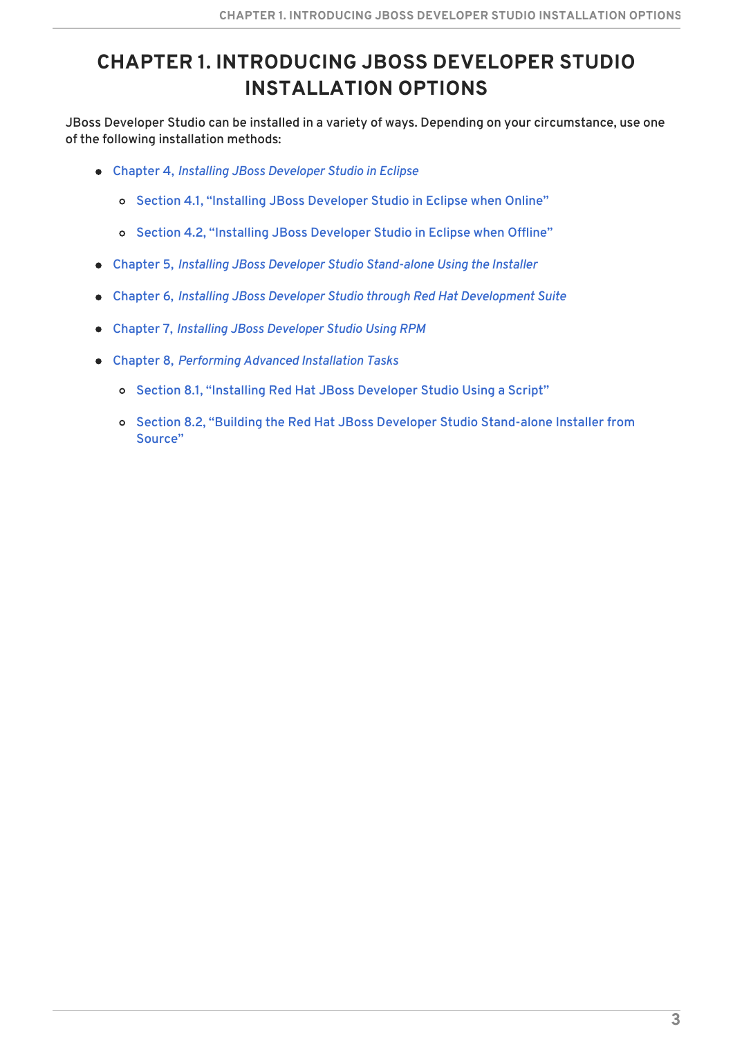# CHAPTER 1. INTRODUCING JBOSS DEVELOPER STUDIO INSTALLATION OPTIONS

JBoss Developer Studio can be installed in a variety of ways. Depending on your circumstance, use one of the following installation methods:

- Chapter 4, *Installing JBoss Developer Studio in Eclipse*
  - Section 4.1, “Installing JBoss Developer Studio in Eclipse when Online”
  - Section 4.2, “Installing JBoss Developer Studio in Eclipse when Offline”
- Chapter 5, *Installing JBoss Developer Studio Stand-alone Using the Installer*
- Chapter 6, *Installing JBoss Developer Studio through Red Hat Development Suite*
- Chapter 7, *Installing JBoss Developer Studio Using RPM*
- Chapter 8, *Performing Advanced Installation Tasks*
  - Section 8.1, “Installing Red Hat JBoss Developer Studio Using a Script”
  - Section 8.2, “Building the Red Hat JBoss Developer Studio Stand-alone Installer from Source”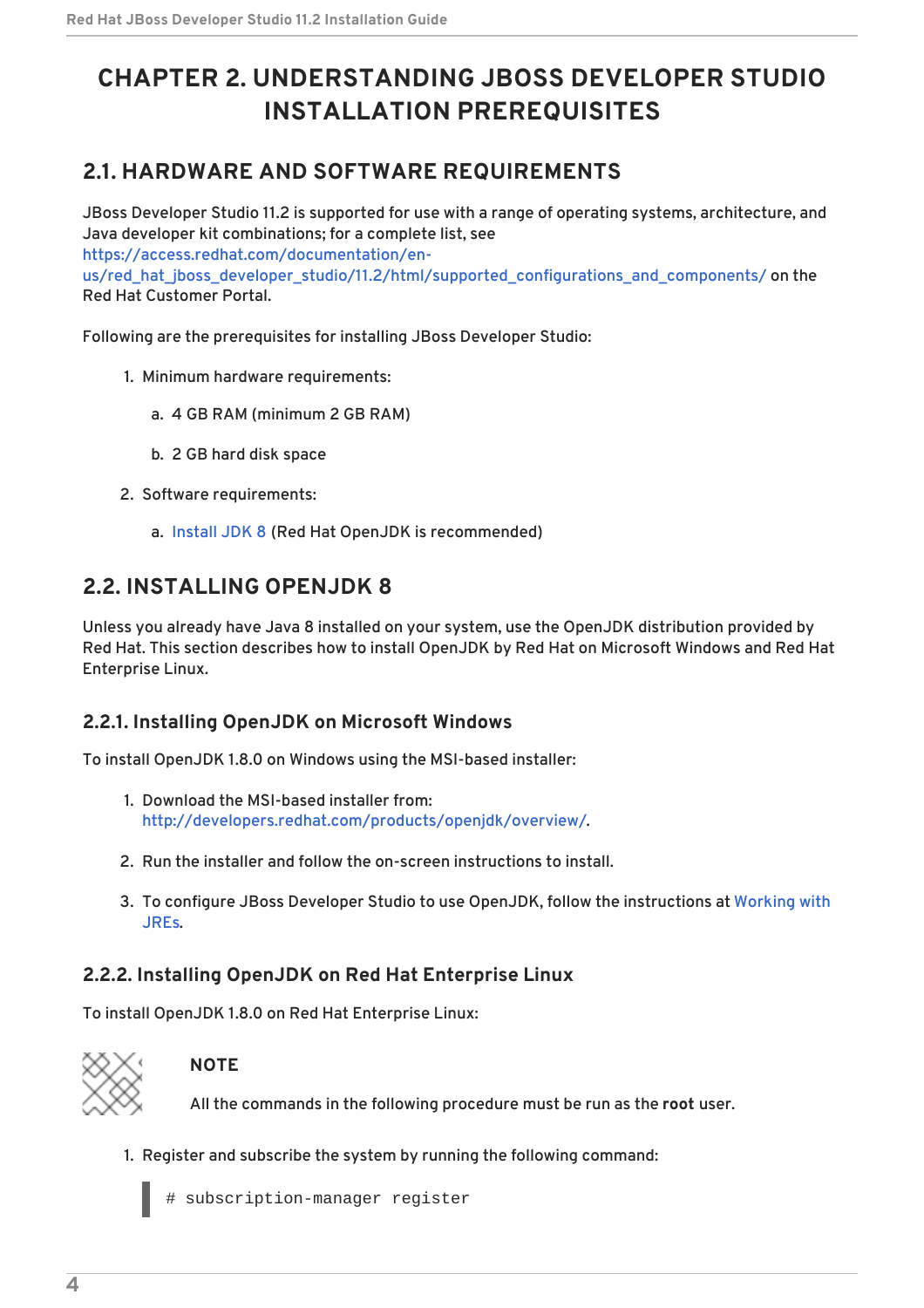# CHAPTER 2. UNDERSTANDING JBOSS DEVELOPER STUDIO INSTALLATION PREREQUISITES

## 2.1. HARDWARE AND SOFTWARE REQUIREMENTS

JBoss Developer Studio 11.2 is supported for use with a range of operating systems, architecture, and Java developer kit combinations; for a complete list, see https://access.redhat.com/documentation/en-us/red_hat_jboss_developer_studio/11.2/html/supported_configurations_and_components/ on the Red Hat Customer Portal.

Following are the prerequisites for installing JBoss Developer Studio:

1. Minimum hardware requirements:
   a. 4 GB RAM (minimum 2 GB RAM)
   b. 2 GB hard disk space
2. Software requirements:
   a. Install JDK 8 (Red Hat OpenJDK is recommended)

## 2.2. INSTALLING OPENJDK 8

Unless you already have Java 8 installed on your system, use the OpenJDK distribution provided by Red Hat. This section describes how to install OpenJDK by Red Hat on Microsoft Windows and Red Hat Enterprise Linux.

### 2.2.1. Installing OpenJDK on Microsoft Windows

To install OpenJDK 1.8.0 on Windows using the MSI-based installer:

1. Download the MSI-based installer from: http://developers.redhat.com/products/openjdk/overview/.
2. Run the installer and follow the on-screen instructions to install.
3. To configure JBoss Developer Studio to use OpenJDK, follow the instructions at Working with JREs.

### 2.2.2. Installing OpenJDK on Red Hat Enterprise Linux

To install OpenJDK 1.8.0 on Red Hat Enterprise Linux:

> **NOTE**
>
> All the commands in the following procedure must be run as the **root** user.

1. Register and subscribe the system by running the following command:

```
# subscription-manager register
```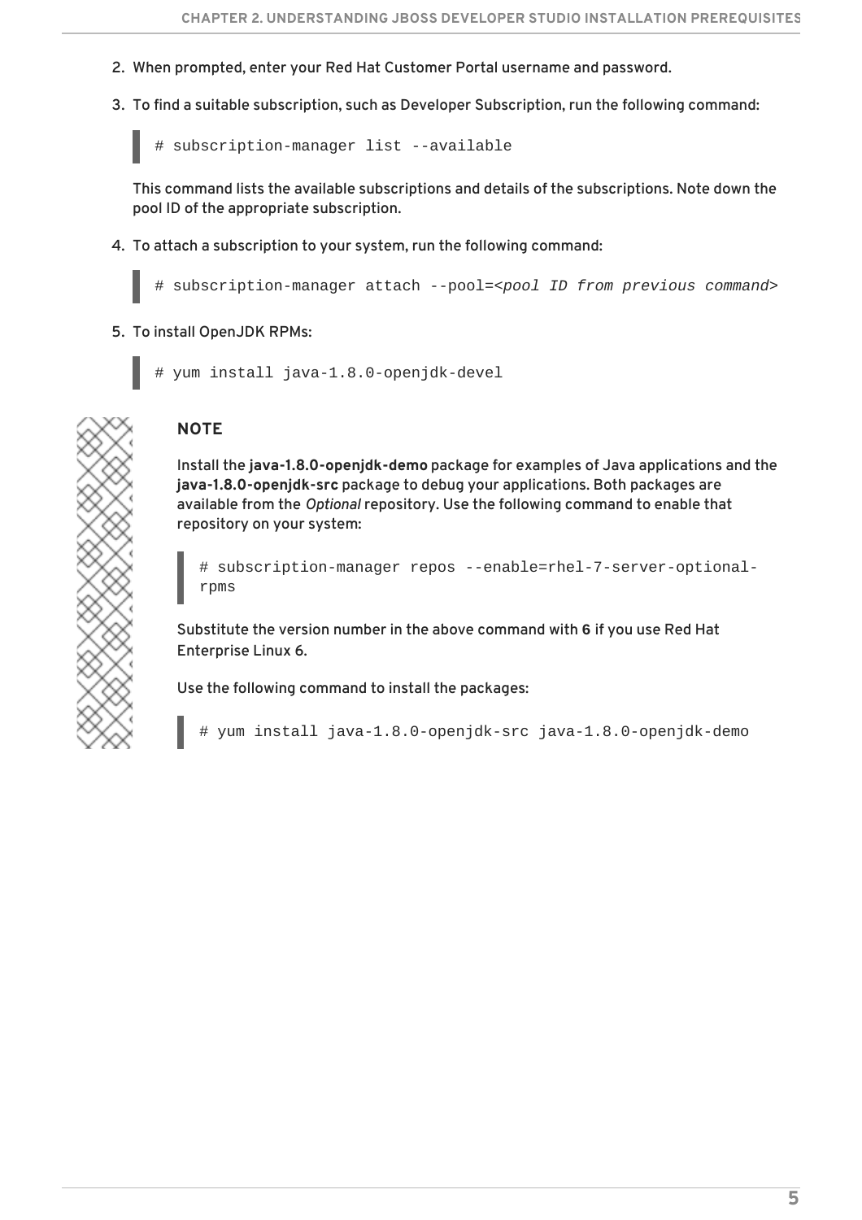2. When prompted, enter your Red Hat Customer Portal username and password.

3. To find a suitable subscription, such as Developer Subscription, run the following command:

   ```
   # subscription-manager list --available
   ```

   This command lists the available subscriptions and details of the subscriptions. Note down the pool ID of the appropriate subscription.

4. To attach a subscription to your system, run the following command:

   ```
   # subscription-manager attach --pool=<pool ID from previous command>
   ```

5. To install OpenJDK RPMs:

   ```
   # yum install java-1.8.0-openjdk-devel
   ```

> **NOTE**
>
> Install the **java-1.8.0-openjdk-demo** package for examples of Java applications and the **java-1.8.0-openjdk-src** package to debug your applications. Both packages are available from the *Optional* repository. Use the following command to enable that repository on your system:
>
> ```
> # subscription-manager repos --enable=rhel-7-server-optional-rpms
> ```
>
> Substitute the version number in the above command with **6** if you use Red Hat Enterprise Linux 6.
>
> Use the following command to install the packages:
>
> ```
> # yum install java-1.8.0-openjdk-src java-1.8.0-openjdk-demo
> ```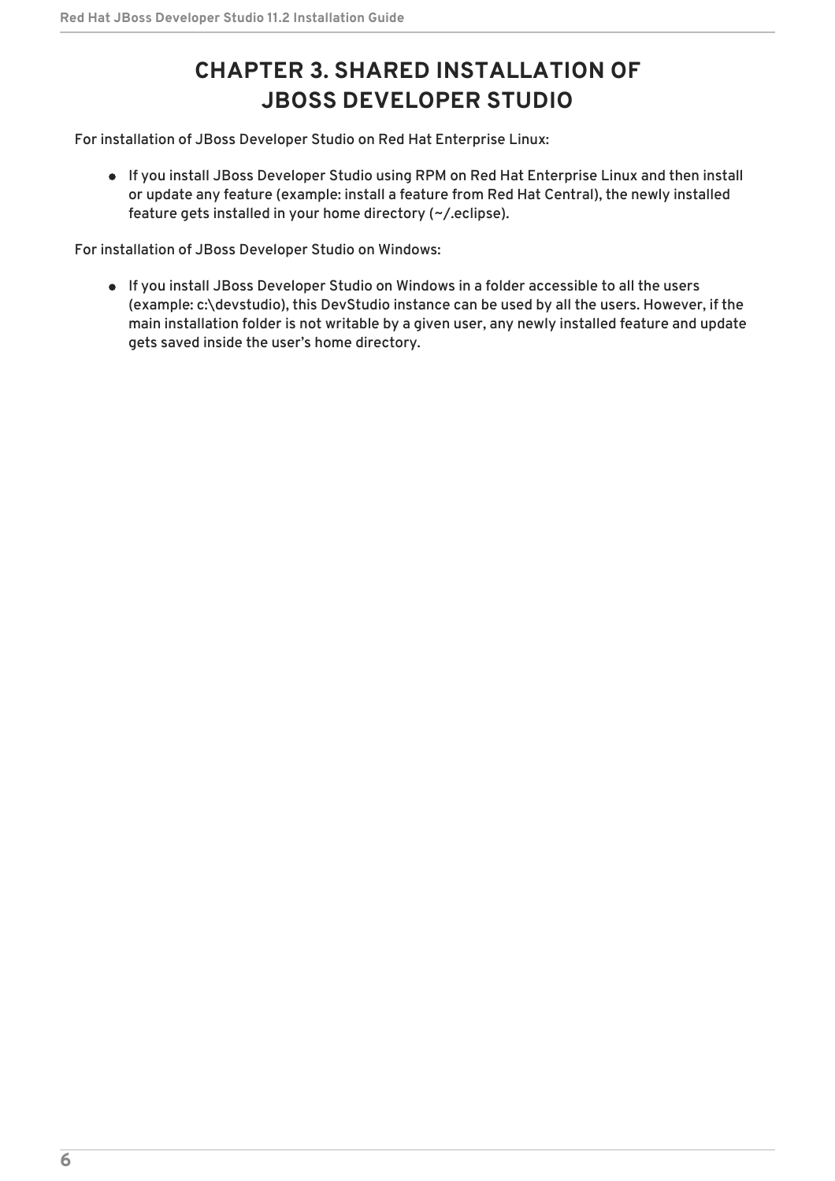# CHAPTER 3. SHARED INSTALLATION OF JBOSS DEVELOPER STUDIO

For installation of JBoss Developer Studio on Red Hat Enterprise Linux:

- If you install JBoss Developer Studio using RPM on Red Hat Enterprise Linux and then install or update any feature (example: install a feature from Red Hat Central), the newly installed feature gets installed in your home directory (~/.eclipse).

For installation of JBoss Developer Studio on Windows:

- If you install JBoss Developer Studio on Windows in a folder accessible to all the users (example: c:\devstudio), this DevStudio instance can be used by all the users. However, if the main installation folder is not writable by a given user, any newly installed feature and update gets saved inside the user's home directory.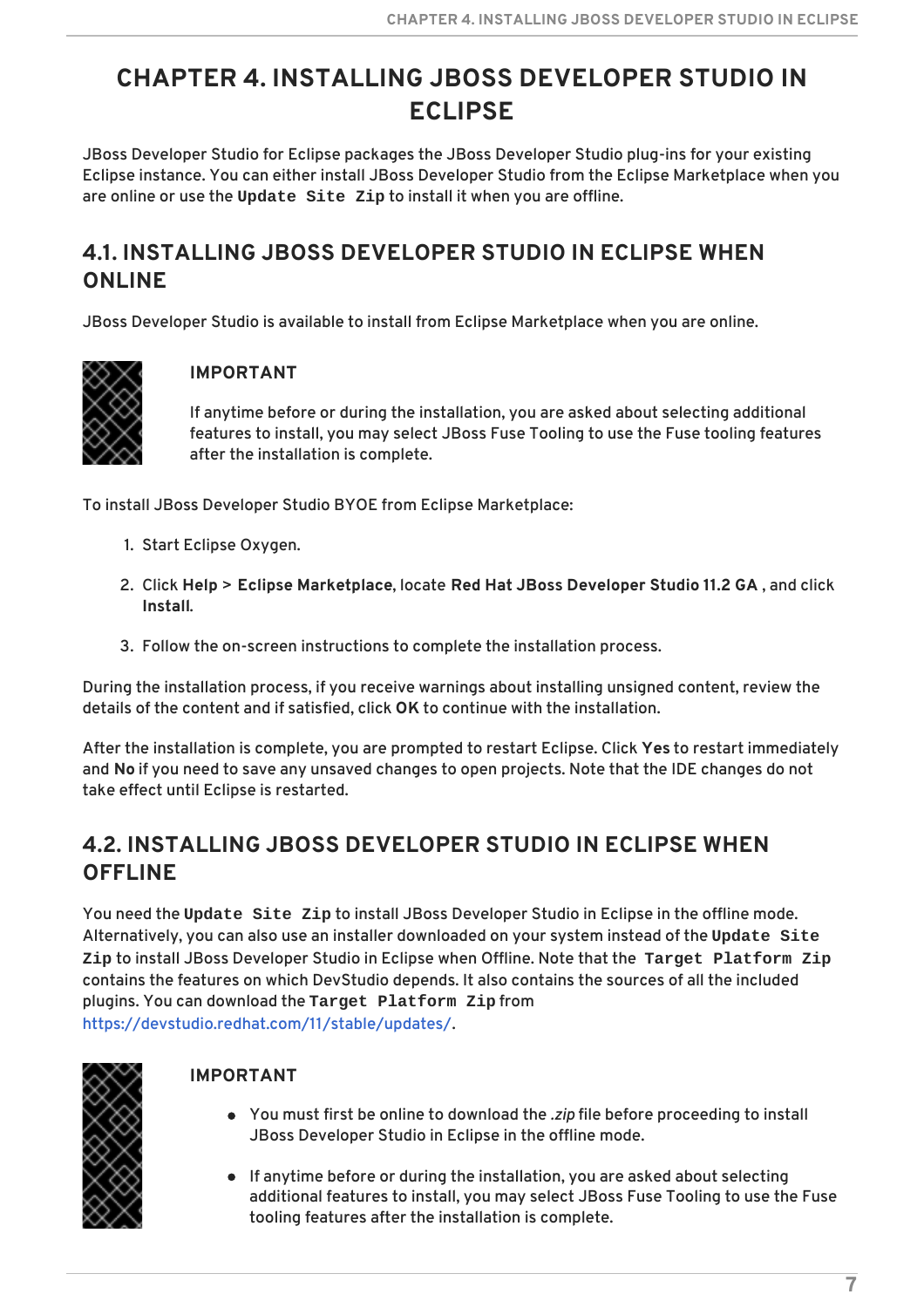// CHAPTER 4. INSTALLING JBOSS DEVELOPER STUDIO IN ECLIPSE

# CHAPTER 4. INSTALLING JBOSS DEVELOPER STUDIO IN ECLIPSE

JBoss Developer Studio for Eclipse packages the JBoss Developer Studio plug-ins for your existing Eclipse instance. You can either install JBoss Developer Studio from the Eclipse Marketplace when you are online or use the `Update Site Zip` to install it when you are offline.

## 4.1. INSTALLING JBOSS DEVELOPER STUDIO IN ECLIPSE WHEN ONLINE

JBoss Developer Studio is available to install from Eclipse Marketplace when you are online.

> **IMPORTANT**
>
> If anytime before or during the installation, you are asked about selecting additional features to install, you may select JBoss Fuse Tooling to use the Fuse tooling features after the installation is complete.

To install JBoss Developer Studio BYOE from Eclipse Marketplace:

1. Start Eclipse Oxygen.
2. Click **Help** > **Eclipse Marketplace**, locate **Red Hat JBoss Developer Studio 11.2 GA** , and click **Install**.
3. Follow the on-screen instructions to complete the installation process.

During the installation process, if you receive warnings about installing unsigned content, review the details of the content and if satisfied, click **OK** to continue with the installation.

After the installation is complete, you are prompted to restart Eclipse. Click **Yes** to restart immediately and **No** if you need to save any unsaved changes to open projects. Note that the IDE changes do not take effect until Eclipse is restarted.

## 4.2. INSTALLING JBOSS DEVELOPER STUDIO IN ECLIPSE WHEN OFFLINE

You need the `Update Site Zip` to install JBoss Developer Studio in Eclipse in the offline mode. Alternatively, you can also use an installer downloaded on your system instead of the `Update Site Zip` to install JBoss Developer Studio in Eclipse when Offline. Note that the `Target Platform Zip` contains the features on which DevStudio depends. It also contains the sources of all the included plugins. You can download the `Target Platform Zip` from https://devstudio.redhat.com/11/stable/updates/.

> **IMPORTANT**
>
> - You must first be online to download the *.zip* file before proceeding to install JBoss Developer Studio in Eclipse in the offline mode.
> - If anytime before or during the installation, you are asked about selecting additional features to install, you may select JBoss Fuse Tooling to use the Fuse tooling features after the installation is complete.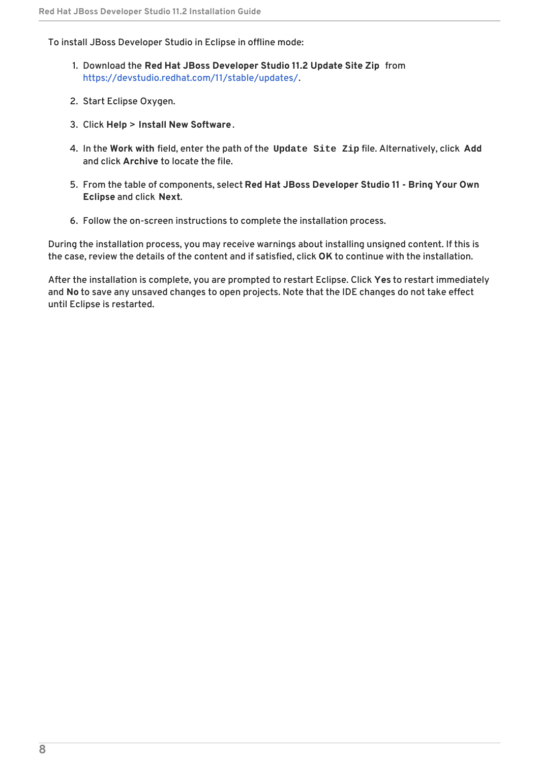To install JBoss Developer Studio in Eclipse in offline mode:

1. Download the **Red Hat JBoss Developer Studio 11.2 Update Site Zip** from https://devstudio.redhat.com/11/stable/updates/.
2. Start Eclipse Oxygen.
3. Click **Help** > **Install New Software**.
4. In the **Work with** field, enter the path of the `Update Site Zip` file. Alternatively, click **Add** and click **Archive** to locate the file.
5. From the table of components, select **Red Hat JBoss Developer Studio 11 - Bring Your Own Eclipse** and click **Next**.
6. Follow the on-screen instructions to complete the installation process.

During the installation process, you may receive warnings about installing unsigned content. If this is the case, review the details of the content and if satisfied, click **OK** to continue with the installation.

After the installation is complete, you are prompted to restart Eclipse. Click **Yes** to restart immediately and **No** to save any unsaved changes to open projects. Note that the IDE changes do not take effect until Eclipse is restarted.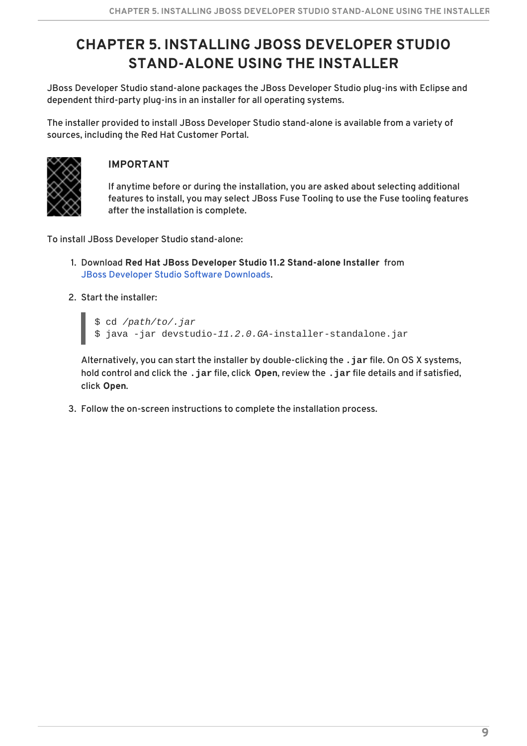# CHAPTER 5. INSTALLING JBOSS DEVELOPER STUDIO STAND-ALONE USING THE INSTALLER

JBoss Developer Studio stand-alone packages the JBoss Developer Studio plug-ins with Eclipse and dependent third-party plug-ins in an installer for all operating systems.

The installer provided to install JBoss Developer Studio stand-alone is available from a variety of sources, including the Red Hat Customer Portal.

> **IMPORTANT**
>
> If anytime before or during the installation, you are asked about selecting additional features to install, you may select JBoss Fuse Tooling to use the Fuse tooling features after the installation is complete.

To install JBoss Developer Studio stand-alone:

1. Download **Red Hat JBoss Developer Studio 11.2 Stand-alone Installer** from JBoss Developer Studio Software Downloads.

2. Start the installer:

   ```
   $ cd /path/to/.jar
   $ java -jar devstudio-11.2.0.GA-installer-standalone.jar
   ```

   Alternatively, you can start the installer by double-clicking the `.jar` file. On OS X systems, hold control and click the `.jar` file, click **Open**, review the `.jar` file details and if satisfied, click **Open**.

3. Follow the on-screen instructions to complete the installation process.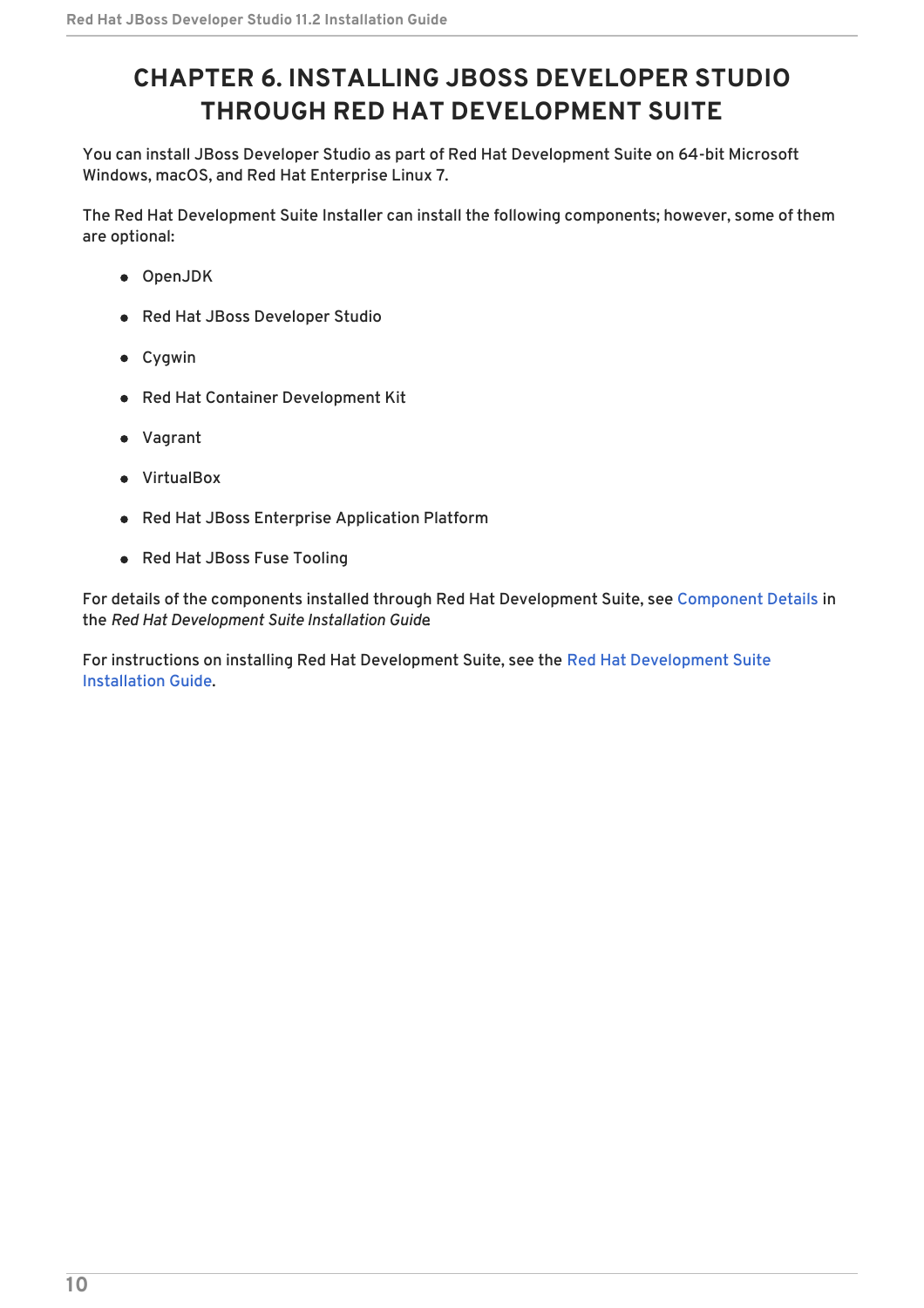# CHAPTER 6. INSTALLING JBOSS DEVELOPER STUDIO THROUGH RED HAT DEVELOPMENT SUITE

You can install JBoss Developer Studio as part of Red Hat Development Suite on 64-bit Microsoft Windows, macOS, and Red Hat Enterprise Linux 7.

The Red Hat Development Suite Installer can install the following components; however, some of them are optional:

- OpenJDK
- Red Hat JBoss Developer Studio
- Cygwin
- Red Hat Container Development Kit
- Vagrant
- VirtualBox
- Red Hat JBoss Enterprise Application Platform
- Red Hat JBoss Fuse Tooling

For details of the components installed through Red Hat Development Suite, see Component Details in the *Red Hat Development Suite Installation Guid*e

For instructions on installing Red Hat Development Suite, see the Red Hat Development Suite Installation Guide.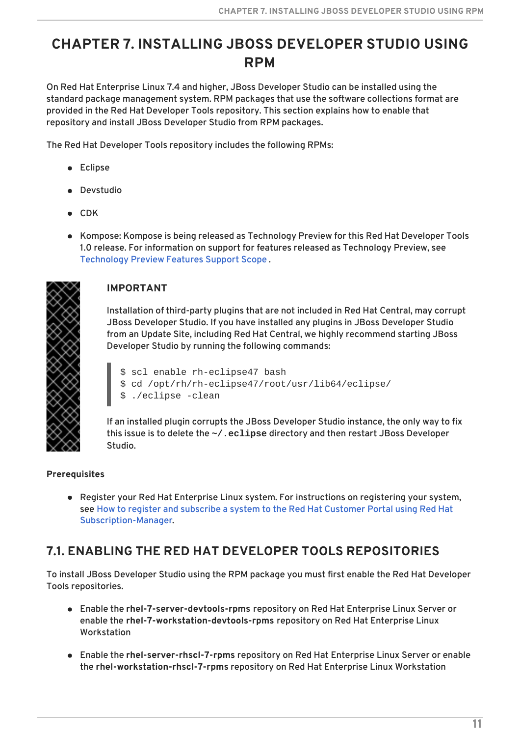# CHAPTER 7. INSTALLING JBOSS DEVELOPER STUDIO USING RPM

On Red Hat Enterprise Linux 7.4 and higher, JBoss Developer Studio can be installed using the standard package management system. RPM packages that use the software collections format are provided in the Red Hat Developer Tools repository. This section explains how to enable that repository and install JBoss Developer Studio from RPM packages.

The Red Hat Developer Tools repository includes the following RPMs:

- Eclipse
- Devstudio
- CDK
- Kompose: Kompose is being released as Technology Preview for this Red Hat Developer Tools 1.0 release. For information on support for features released as Technology Preview, see Technology Preview Features Support Scope.

> **IMPORTANT**
>
> Installation of third-party plugins that are not included in Red Hat Central, may corrupt JBoss Developer Studio. If you have installed any plugins in JBoss Developer Studio from an Update Site, including Red Hat Central, we highly recommend starting JBoss Developer Studio by running the following commands:
>
> ```
> $ scl enable rh-eclipse47 bash
> $ cd /opt/rh/rh-eclipse47/root/usr/lib64/eclipse/
> $ ./eclipse -clean
> ```
>
> If an installed plugin corrupts the JBoss Developer Studio instance, the only way to fix this issue is to delete the `~/.eclipse` directory and then restart JBoss Developer Studio.

**Prerequisites**

- Register your Red Hat Enterprise Linux system. For instructions on registering your system, see How to register and subscribe a system to the Red Hat Customer Portal using Red Hat Subscription-Manager.

## 7.1. ENABLING THE RED HAT DEVELOPER TOOLS REPOSITORIES

To install JBoss Developer Studio using the RPM package you must first enable the Red Hat Developer Tools repositories.

- Enable the **rhel-7-server-devtools-rpms** repository on Red Hat Enterprise Linux Server or enable the **rhel-7-workstation-devtools-rpms** repository on Red Hat Enterprise Linux Workstation
- Enable the **rhel-server-rhscl-7-rpms** repository on Red Hat Enterprise Linux Server or enable the **rhel-workstation-rhscl-7-rpms** repository on Red Hat Enterprise Linux Workstation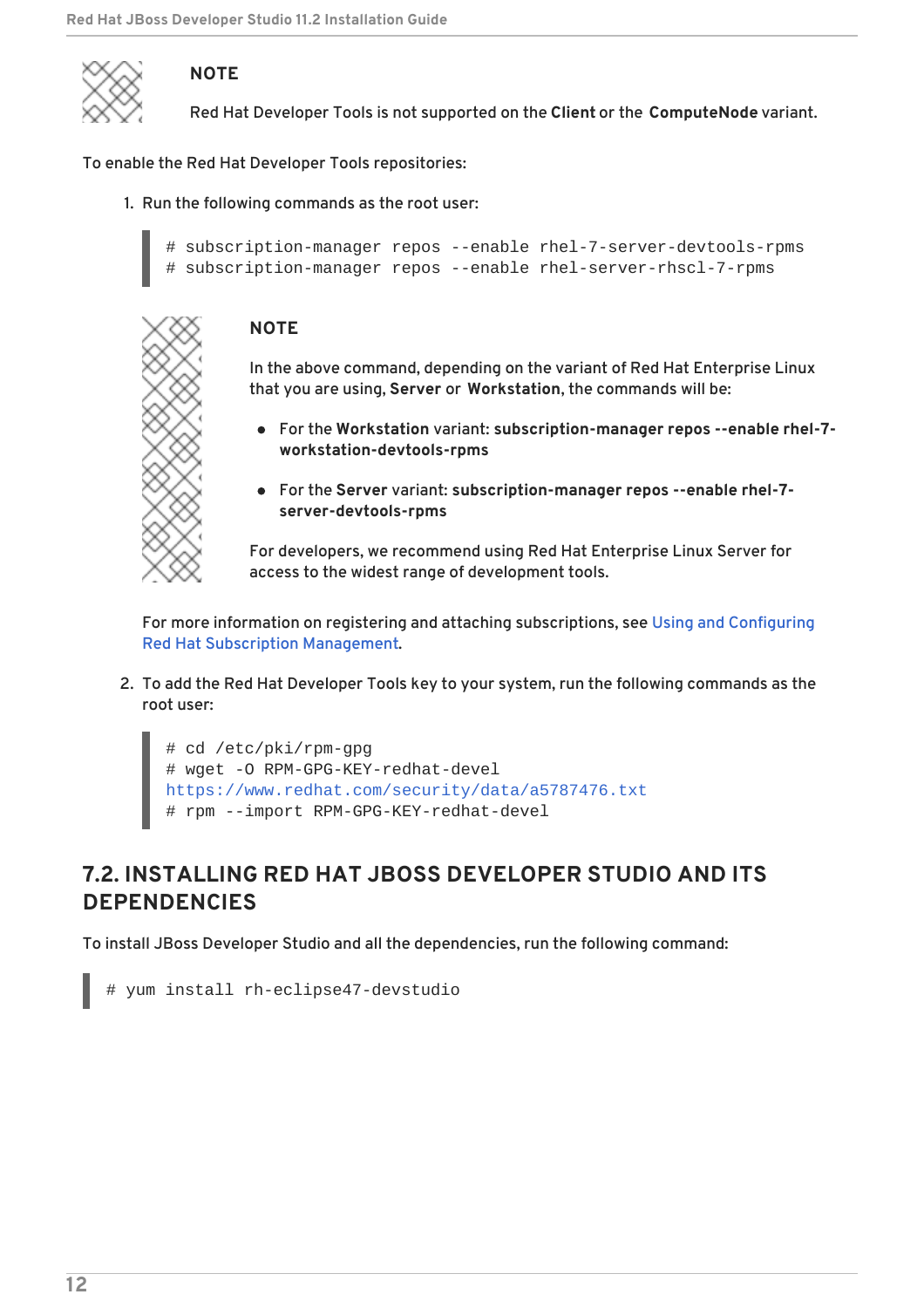**NOTE**

Red Hat Developer Tools is not supported on the **Client** or the **ComputeNode** variant.

To enable the Red Hat Developer Tools repositories:

1. Run the following commands as the root user:

```
# subscription-manager repos --enable rhel-7-server-devtools-rpms
# subscription-manager repos --enable rhel-server-rhscl-7-rpms
```

   **NOTE**

   In the above command, depending on the variant of Red Hat Enterprise Linux that you are using, **Server** or **Workstation**, the commands will be:

   - For the **Workstation** variant: **subscription-manager repos --enable rhel-7-workstation-devtools-rpms**
   - For the **Server** variant: **subscription-manager repos --enable rhel-7-server-devtools-rpms**

   For developers, we recommend using Red Hat Enterprise Linux Server for access to the widest range of development tools.

   For more information on registering and attaching subscriptions, see Using and Configuring Red Hat Subscription Management.

2. To add the Red Hat Developer Tools key to your system, run the following commands as the root user:

```
# cd /etc/pki/rpm-gpg
# wget -O RPM-GPG-KEY-redhat-devel
https://www.redhat.com/security/data/a5787476.txt
# rpm --import RPM-GPG-KEY-redhat-devel
```

## 7.2. INSTALLING RED HAT JBOSS DEVELOPER STUDIO AND ITS DEPENDENCIES

To install JBoss Developer Studio and all the dependencies, run the following command:

```
# yum install rh-eclipse47-devstudio
```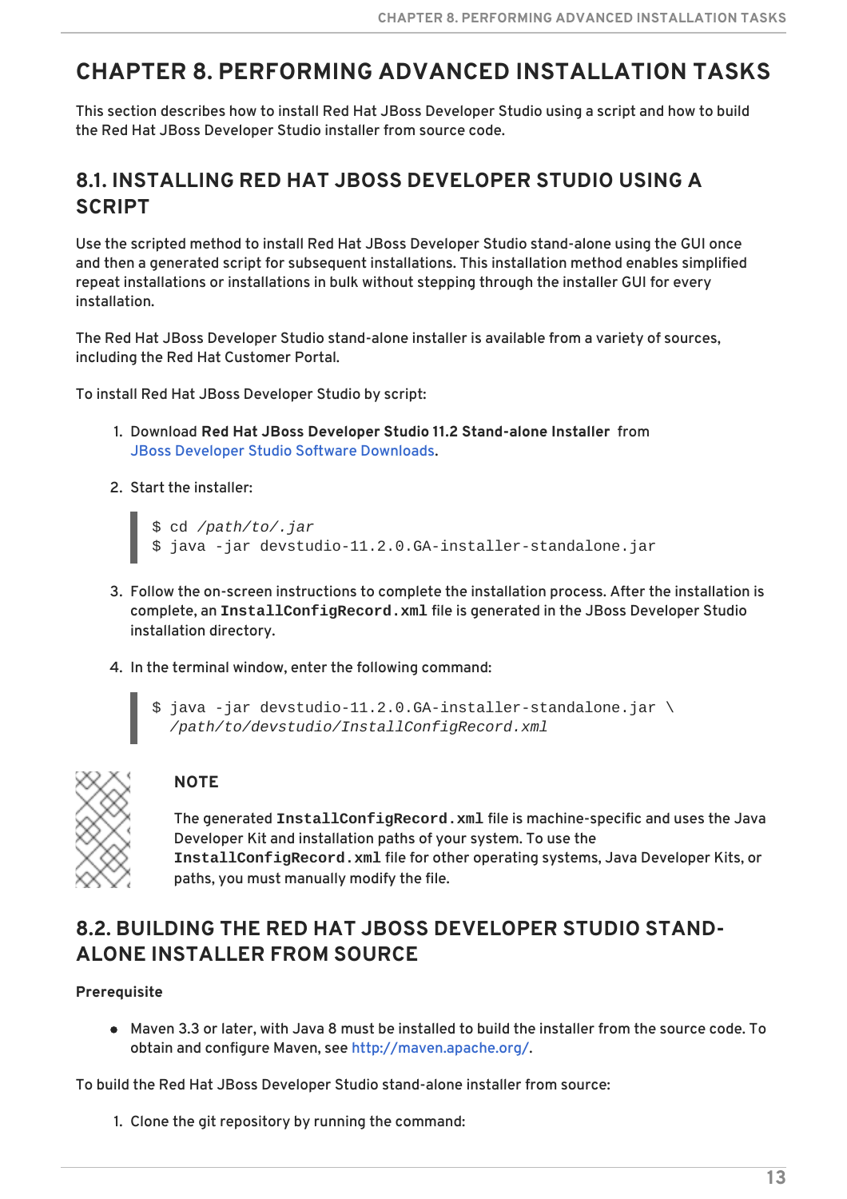# CHAPTER 8. PERFORMING ADVANCED INSTALLATION TASKS

This section describes how to install Red Hat JBoss Developer Studio using a script and how to build the Red Hat JBoss Developer Studio installer from source code.

## 8.1. INSTALLING RED HAT JBOSS DEVELOPER STUDIO USING A SCRIPT

Use the scripted method to install Red Hat JBoss Developer Studio stand-alone using the GUI once and then a generated script for subsequent installations. This installation method enables simplified repeat installations or installations in bulk without stepping through the installer GUI for every installation.

The Red Hat JBoss Developer Studio stand-alone installer is available from a variety of sources, including the Red Hat Customer Portal.

To install Red Hat JBoss Developer Studio by script:

1. Download **Red Hat JBoss Developer Studio 11.2 Stand-alone Installer** from JBoss Developer Studio Software Downloads.

2. Start the installer:

```
$ cd /path/to/.jar
$ java -jar devstudio-11.2.0.GA-installer-standalone.jar
```

3. Follow the on-screen instructions to complete the installation process. After the installation is complete, an `InstallConfigRecord.xml` file is generated in the JBoss Developer Studio installation directory.

4. In the terminal window, enter the following command:

```
$ java -jar devstudio-11.2.0.GA-installer-standalone.jar \
  /path/to/devstudio/InstallConfigRecord.xml
```

> **NOTE**
>
> The generated `InstallConfigRecord.xml` file is machine-specific and uses the Java Developer Kit and installation paths of your system. To use the `InstallConfigRecord.xml` file for other operating systems, Java Developer Kits, or paths, you must manually modify the file.

## 8.2. BUILDING THE RED HAT JBOSS DEVELOPER STUDIO STAND-ALONE INSTALLER FROM SOURCE

**Prerequisite**

- Maven 3.3 or later, with Java 8 must be installed to build the installer from the source code. To obtain and configure Maven, see http://maven.apache.org/.

To build the Red Hat JBoss Developer Studio stand-alone installer from source:

1. Clone the git repository by running the command: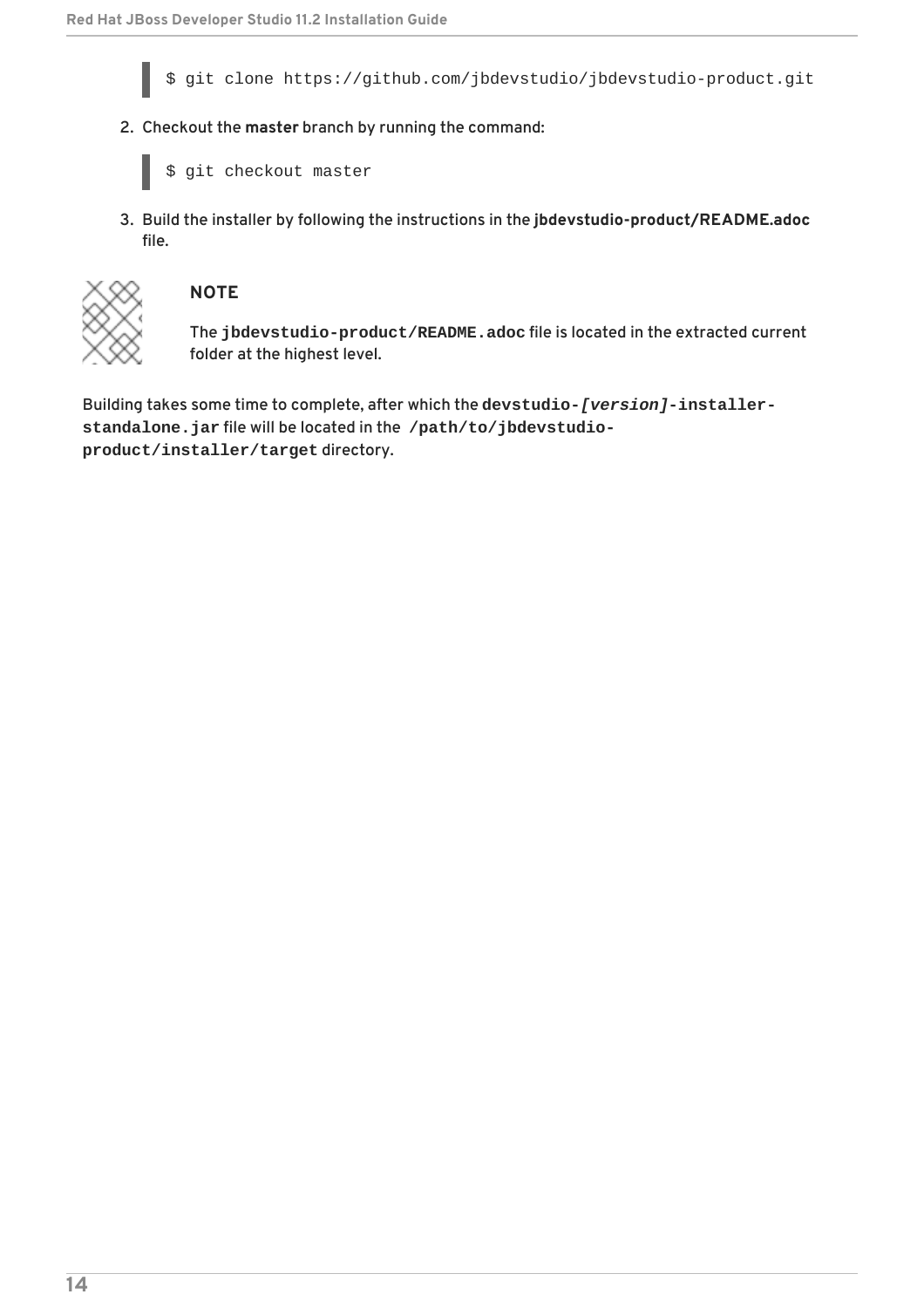```
$ git clone https://github.com/jbdevstudio/jbdevstudio-product.git
```

2. Checkout the **master** branch by running the command:

```
$ git checkout master
```

3. Build the installer by following the instructions in the **jbdevstudio-product/README.adoc** file.

> **NOTE**
>
> The **jbdevstudio-product/README.adoc** file is located in the extracted current folder at the highest level.

Building takes some time to complete, after which the **devstudio-*[version]*-installer-standalone.jar** file will be located in the **/path/to/jbdevstudio-product/installer/target** directory.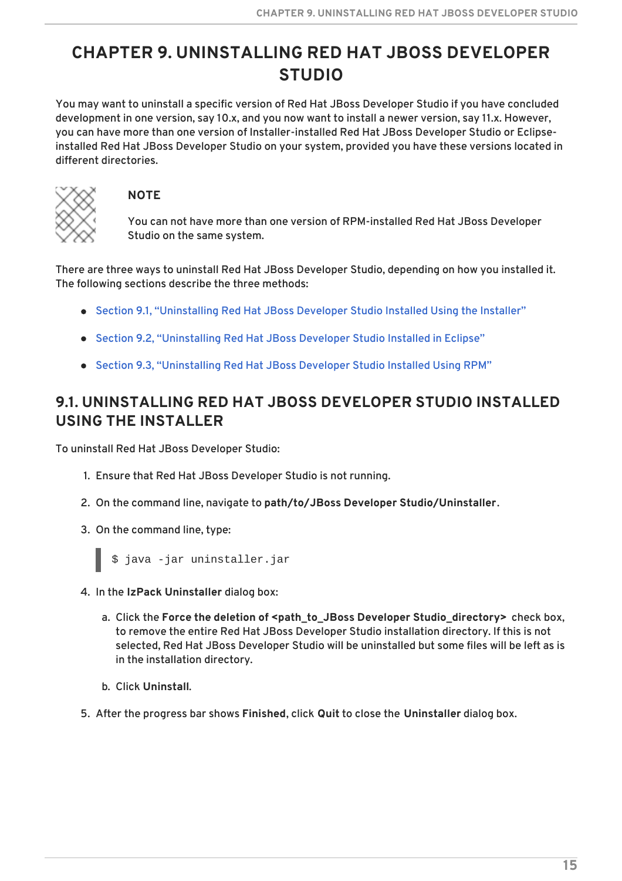# CHAPTER 9. UNINSTALLING RED HAT JBOSS DEVELOPER STUDIO

You may want to uninstall a specific version of Red Hat JBoss Developer Studio if you have concluded development in one version, say 10.x, and you now want to install a newer version, say 11.x. However, you can have more than one version of Installer-installed Red Hat JBoss Developer Studio or Eclipse-installed Red Hat JBoss Developer Studio on your system, provided you have these versions located in different directories.

> **NOTE**
>
> You can not have more than one version of RPM-installed Red Hat JBoss Developer Studio on the same system.

There are three ways to uninstall Red Hat JBoss Developer Studio, depending on how you installed it. The following sections describe the three methods:

- Section 9.1, "Uninstalling Red Hat JBoss Developer Studio Installed Using the Installer"
- Section 9.2, "Uninstalling Red Hat JBoss Developer Studio Installed in Eclipse"
- Section 9.3, "Uninstalling Red Hat JBoss Developer Studio Installed Using RPM"

## 9.1. UNINSTALLING RED HAT JBOSS DEVELOPER STUDIO INSTALLED USING THE INSTALLER

To uninstall Red Hat JBoss Developer Studio:

1. Ensure that Red Hat JBoss Developer Studio is not running.
2. On the command line, navigate to **path/to/JBoss Developer Studio/Uninstaller**.
3. On the command line, type:

   ```
   $ java -jar uninstaller.jar
   ```

4. In the **IzPack Uninstaller** dialog box:
   a. Click the **Force the deletion of <path_to_JBoss Developer Studio_directory>** check box, to remove the entire Red Hat JBoss Developer Studio installation directory. If this is not selected, Red Hat JBoss Developer Studio will be uninstalled but some files will be left as is in the installation directory.
   b. Click **Uninstall**.
5. After the progress bar shows **Finished**, click **Quit** to close the **Uninstaller** dialog box.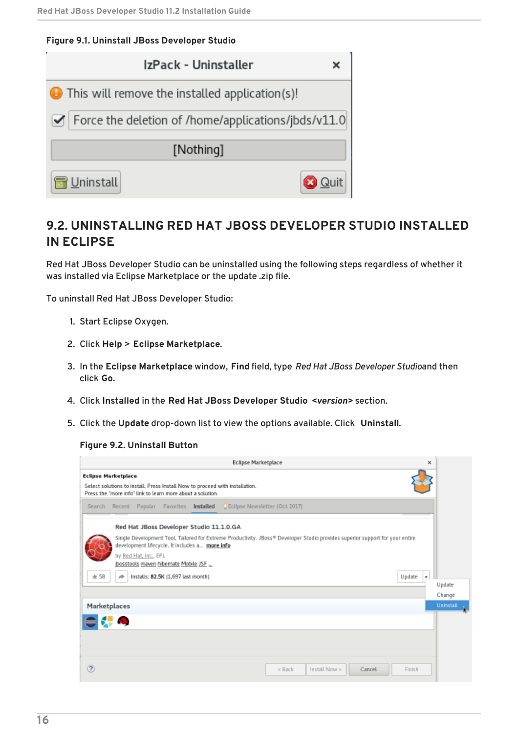**Figure 9.1. Uninstall JBoss Developer Studio**

## 9.2. UNINSTALLING RED HAT JBOSS DEVELOPER STUDIO INSTALLED IN ECLIPSE

Red Hat JBoss Developer Studio can be uninstalled using the following steps regardless of whether it was installed via Eclipse Marketplace or the update .zip file.

To uninstall Red Hat JBoss Developer Studio:

1. Start Eclipse Oxygen.
2. Click **Help** > **Eclipse Marketplace**.
3. In the **Eclipse Marketplace** window, **Find** field, type *Red Hat JBoss Developer Studio*and then click **Go**.
4. Click **Installed** in the **Red Hat JBoss Developer Studio** ***<version>*** section.
5. Click the **Update** drop-down list to view the options available. Click **Uninstall**.

   **Figure 9.2. Uninstall Button**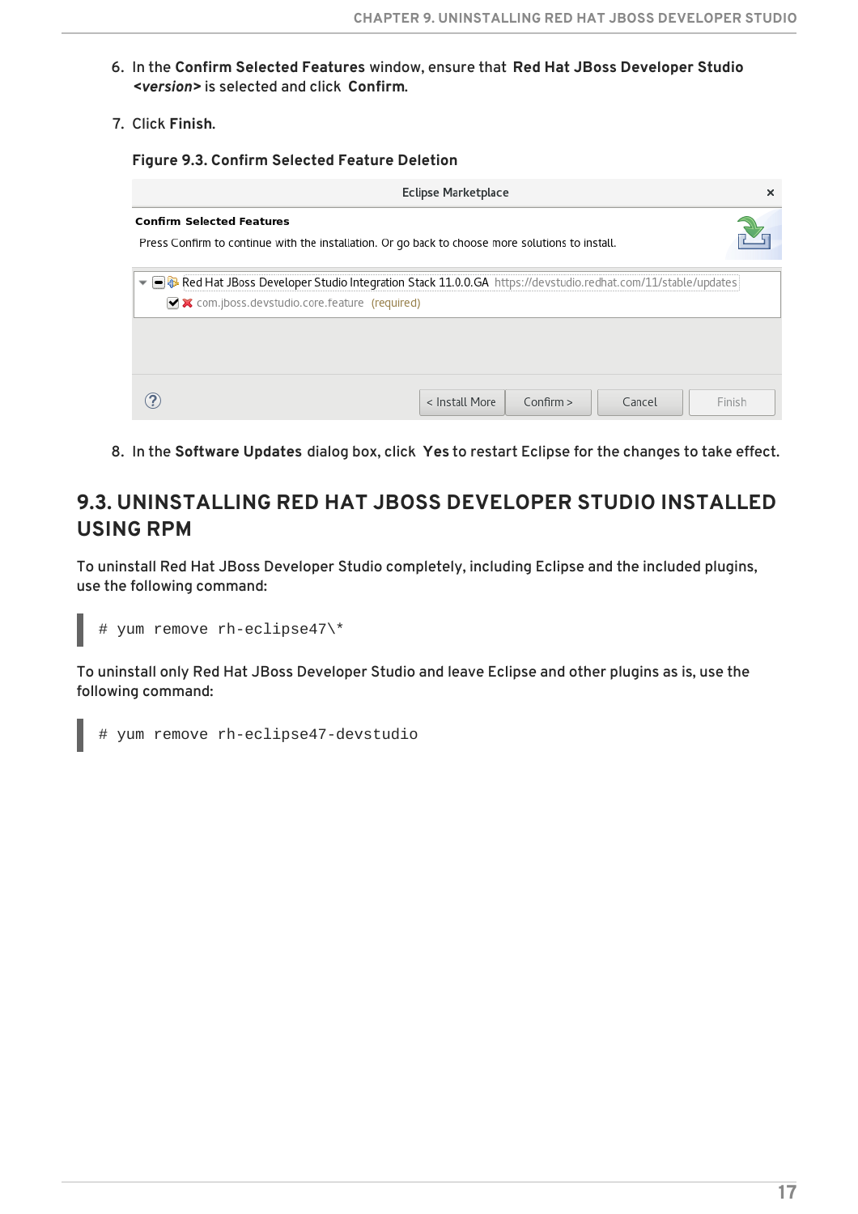6. In the **Confirm Selected Features** window, ensure that **Red Hat JBoss Developer Studio *<version>*** is selected and click **Confirm**.

7. Click **Finish**.

**Figure 9.3. Confirm Selected Feature Deletion**

8. In the **Software Updates** dialog box, click **Yes** to restart Eclipse for the changes to take effect.

## 9.3. UNINSTALLING RED HAT JBOSS DEVELOPER STUDIO INSTALLED USING RPM

To uninstall Red Hat JBoss Developer Studio completely, including Eclipse and the included plugins, use the following command:

```
# yum remove rh-eclipse47\*
```

To uninstall only Red Hat JBoss Developer Studio and leave Eclipse and other plugins as is, use the following command:

```
# yum remove rh-eclipse47-devstudio
```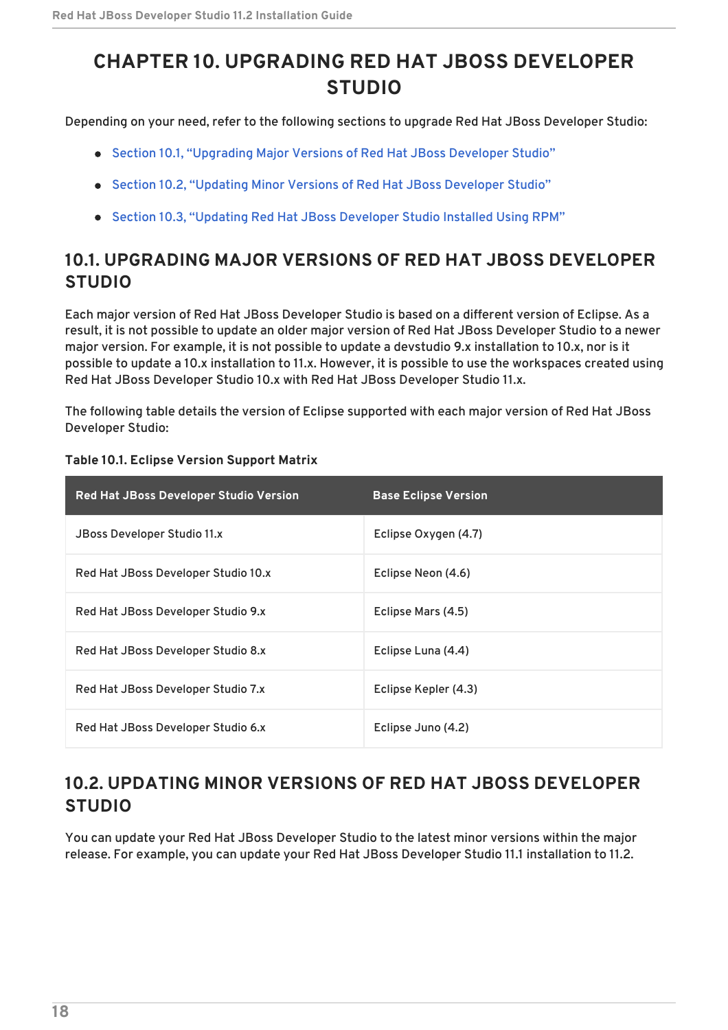# CHAPTER 10. UPGRADING RED HAT JBOSS DEVELOPER STUDIO

Depending on your need, refer to the following sections to upgrade Red Hat JBoss Developer Studio:

- Section 10.1, "Upgrading Major Versions of Red Hat JBoss Developer Studio"
- Section 10.2, "Updating Minor Versions of Red Hat JBoss Developer Studio"
- Section 10.3, "Updating Red Hat JBoss Developer Studio Installed Using RPM"

## 10.1. UPGRADING MAJOR VERSIONS OF RED HAT JBOSS DEVELOPER STUDIO

Each major version of Red Hat JBoss Developer Studio is based on a different version of Eclipse. As a result, it is not possible to update an older major version of Red Hat JBoss Developer Studio to a newer major version. For example, it is not possible to update a devstudio 9.x installation to 10.x, nor is it possible to update a 10.x installation to 11.x. However, it is possible to use the workspaces created using Red Hat JBoss Developer Studio 10.x with Red Hat JBoss Developer Studio 11.x.

The following table details the version of Eclipse supported with each major version of Red Hat JBoss Developer Studio:

**Table 10.1. Eclipse Version Support Matrix**

| Red Hat JBoss Developer Studio Version | Base Eclipse Version |
| --- | --- |
| JBoss Developer Studio 11.x | Eclipse Oxygen (4.7) |
| Red Hat JBoss Developer Studio 10.x | Eclipse Neon (4.6) |
| Red Hat JBoss Developer Studio 9.x | Eclipse Mars (4.5) |
| Red Hat JBoss Developer Studio 8.x | Eclipse Luna (4.4) |
| Red Hat JBoss Developer Studio 7.x | Eclipse Kepler (4.3) |
| Red Hat JBoss Developer Studio 6.x | Eclipse Juno (4.2) |

## 10.2. UPDATING MINOR VERSIONS OF RED HAT JBOSS DEVELOPER STUDIO

You can update your Red Hat JBoss Developer Studio to the latest minor versions within the major release. For example, you can update your Red Hat JBoss Developer Studio 11.1 installation to 11.2.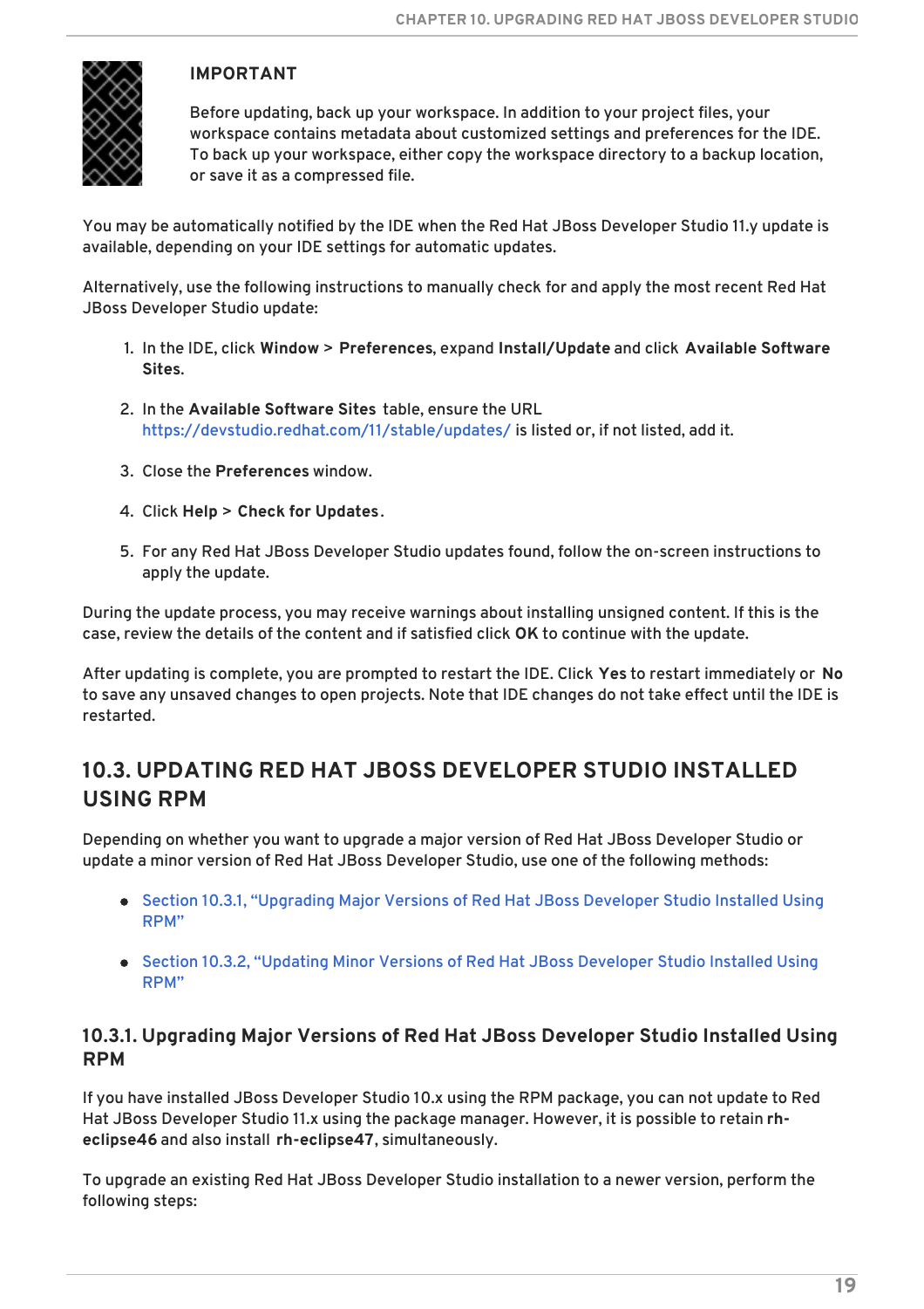> **IMPORTANT**
>
> Before updating, back up your workspace. In addition to your project files, your workspace contains metadata about customized settings and preferences for the IDE. To back up your workspace, either copy the workspace directory to a backup location, or save it as a compressed file.

You may be automatically notified by the IDE when the Red Hat JBoss Developer Studio 11.y update is available, depending on your IDE settings for automatic updates.

Alternatively, use the following instructions to manually check for and apply the most recent Red Hat JBoss Developer Studio update:

1. In the IDE, click **Window** > **Preferences**, expand **Install/Update** and click **Available Software Sites**.
2. In the **Available Software Sites** table, ensure the URL https://devstudio.redhat.com/11/stable/updates/ is listed or, if not listed, add it.
3. Close the **Preferences** window.
4. Click **Help** > **Check for Updates**.
5. For any Red Hat JBoss Developer Studio updates found, follow the on-screen instructions to apply the update.

During the update process, you may receive warnings about installing unsigned content. If this is the case, review the details of the content and if satisfied click **OK** to continue with the update.

After updating is complete, you are prompted to restart the IDE. Click **Yes** to restart immediately or **No** to save any unsaved changes to open projects. Note that IDE changes do not take effect until the IDE is restarted.

## 10.3. UPDATING RED HAT JBOSS DEVELOPER STUDIO INSTALLED USING RPM

Depending on whether you want to upgrade a major version of Red Hat JBoss Developer Studio or update a minor version of Red Hat JBoss Developer Studio, use one of the following methods:

- Section 10.3.1, "Upgrading Major Versions of Red Hat JBoss Developer Studio Installed Using RPM"
- Section 10.3.2, "Updating Minor Versions of Red Hat JBoss Developer Studio Installed Using RPM"

### 10.3.1. Upgrading Major Versions of Red Hat JBoss Developer Studio Installed Using RPM

If you have installed JBoss Developer Studio 10.x using the RPM package, you can not update to Red Hat JBoss Developer Studio 11.x using the package manager. However, it is possible to retain **rh-eclipse46** and also install **rh-eclipse47**, simultaneously.

To upgrade an existing Red Hat JBoss Developer Studio installation to a newer version, perform the following steps: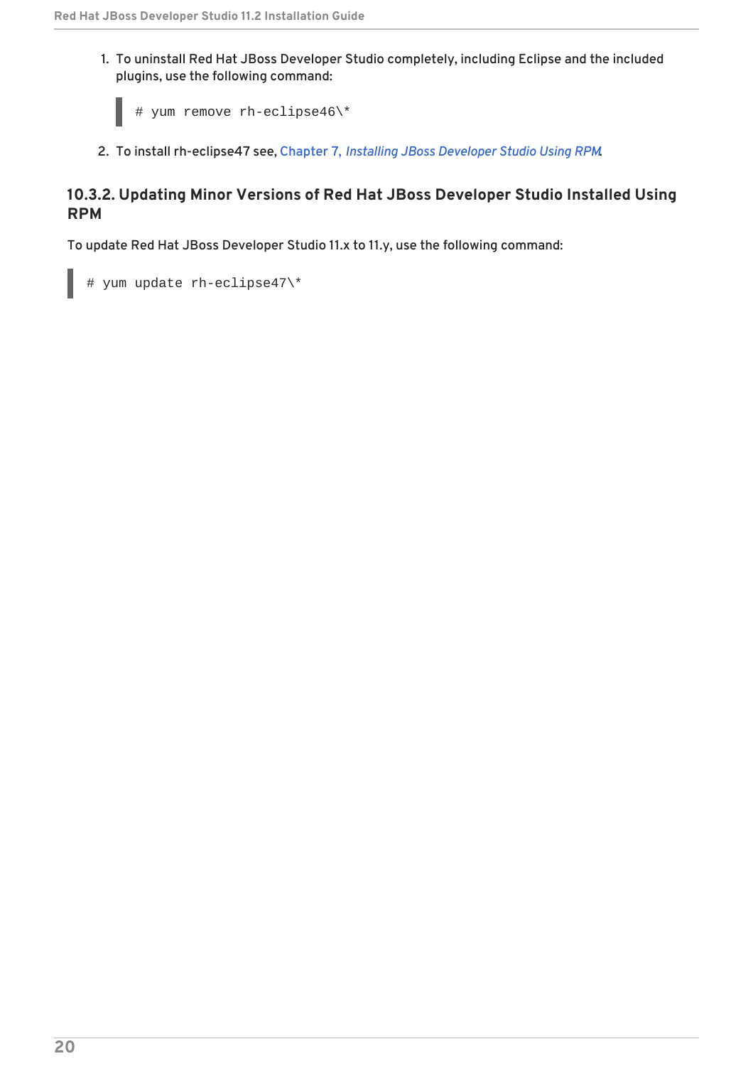1. To uninstall Red Hat JBoss Developer Studio completely, including Eclipse and the included plugins, use the following command:

   ```
   # yum remove rh-eclipse46\*
   ```

2. To install rh-eclipse47 see, Chapter 7, *Installing JBoss Developer Studio Using RPM*.

### 10.3.2. Updating Minor Versions of Red Hat JBoss Developer Studio Installed Using RPM

To update Red Hat JBoss Developer Studio 11.x to 11.y, use the following command:

```
# yum update rh-eclipse47\*
```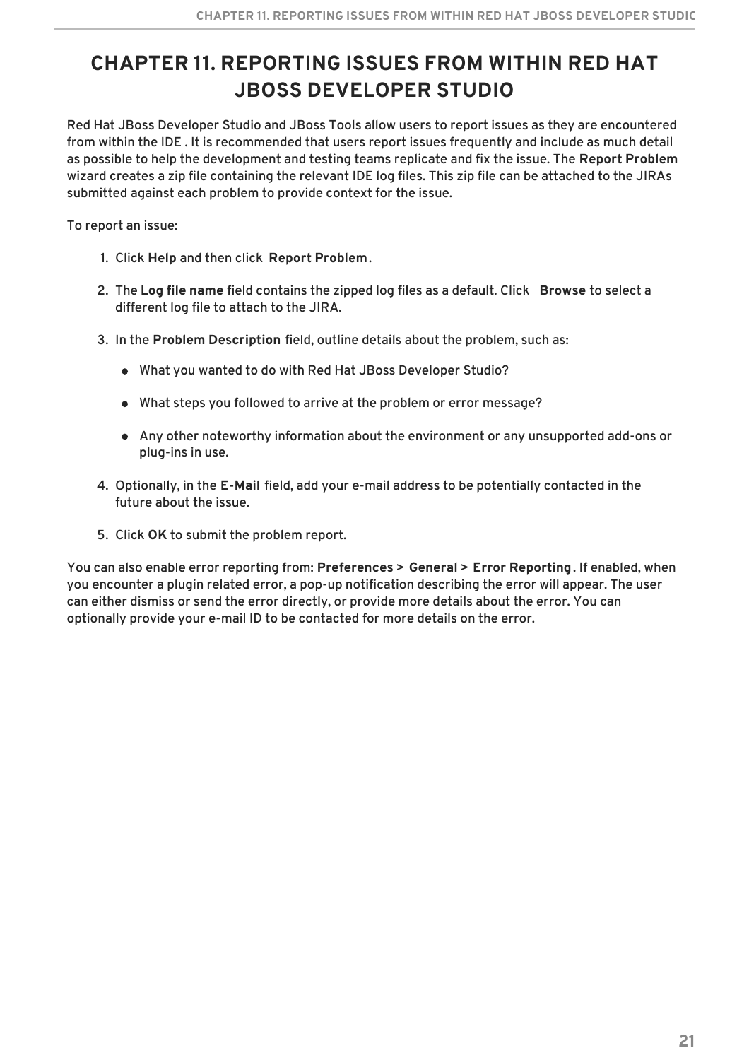# CHAPTER 11. REPORTING ISSUES FROM WITHIN RED HAT JBOSS DEVELOPER STUDIO

Red Hat JBoss Developer Studio and JBoss Tools allow users to report issues as they are encountered from within the IDE . It is recommended that users report issues frequently and include as much detail as possible to help the development and testing teams replicate and fix the issue. The **Report Problem** wizard creates a zip file containing the relevant IDE log files. This zip file can be attached to the JIRAs submitted against each problem to provide context for the issue.

To report an issue:

1. Click **Help** and then click **Report Problem**.
2. The **Log file name** field contains the zipped log files as a default. Click **Browse** to select a different log file to attach to the JIRA.
3. In the **Problem Description** field, outline details about the problem, such as:
   - What you wanted to do with Red Hat JBoss Developer Studio?
   - What steps you followed to arrive at the problem or error message?
   - Any other noteworthy information about the environment or any unsupported add-ons or plug-ins in use.
4. Optionally, in the **E-Mail** field, add your e-mail address to be potentially contacted in the future about the issue.
5. Click **OK** to submit the problem report.

You can also enable error reporting from: **Preferences > General > Error Reporting**. If enabled, when you encounter a plugin related error, a pop-up notification describing the error will appear. The user can either dismiss or send the error directly, or provide more details about the error. You can optionally provide your e-mail ID to be contacted for more details on the error.